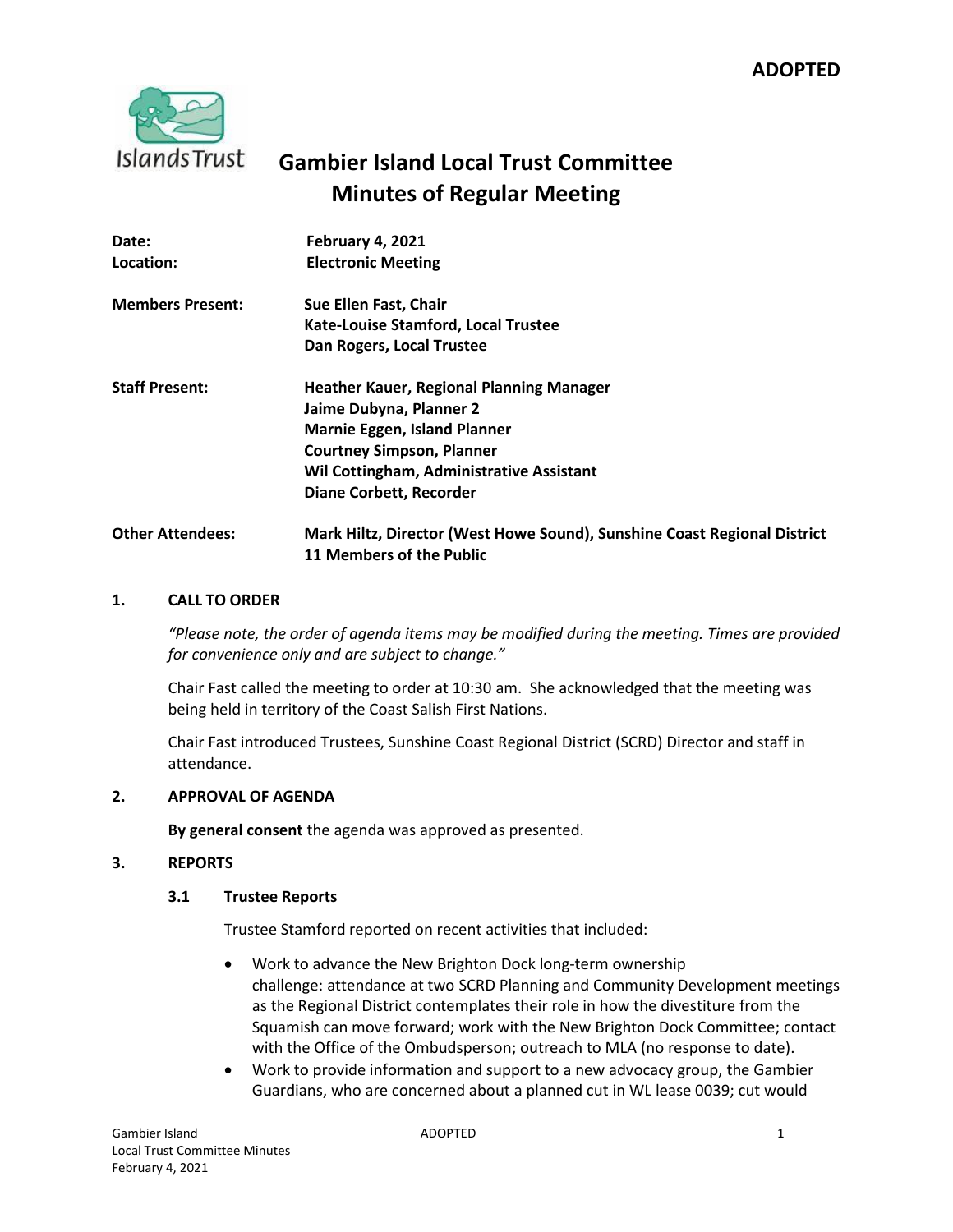**ADOPTED**

# Gambier Island Local Trust Committee
# Minutes of Regular Meeting

| | |
|---|---|
| **Date:** | **February 4, 2021** |
| **Location:** | **Electronic Meeting** |
| **Members Present:** | **Sue Ellen Fast, Chair**<br>**Kate-Louise Stamford, Local Trustee**<br>**Dan Rogers, Local Trustee** |
| **Staff Present:** | **Heather Kauer, Regional Planning Manager**<br>**Jaime Dubyna, Planner 2**<br>**Marnie Eggen, Island Planner**<br>**Courtney Simpson, Planner**<br>**Wil Cottingham, Administrative Assistant**<br>**Diane Corbett, Recorder** |
| **Other Attendees:** | **Mark Hiltz, Director (West Howe Sound), Sunshine Coast Regional District**<br>**11 Members of the Public** |

## 1. CALL TO ORDER

*"Please note, the order of agenda items may be modified during the meeting. Times are provided for convenience only and are subject to change."*

Chair Fast called the meeting to order at 10:30 am. She acknowledged that the meeting was being held in territory of the Coast Salish First Nations.

Chair Fast introduced Trustees, Sunshine Coast Regional District (SCRD) Director and staff in attendance.

## 2. APPROVAL OF AGENDA

**By general consent** the agenda was approved as presented.

## 3. REPORTS

### 3.1 Trustee Reports

Trustee Stamford reported on recent activities that included:

- Work to advance the New Brighton Dock long-term ownership challenge: attendance at two SCRD Planning and Community Development meetings as the Regional District contemplates their role in how the divestiture from the Squamish can move forward; work with the New Brighton Dock Committee; contact with the Office of the Ombudsperson; outreach to MLA (no response to date).
- Work to provide information and support to a new advocacy group, the Gambier Guardians, who are concerned about a planned cut in WL lease 0039; cut would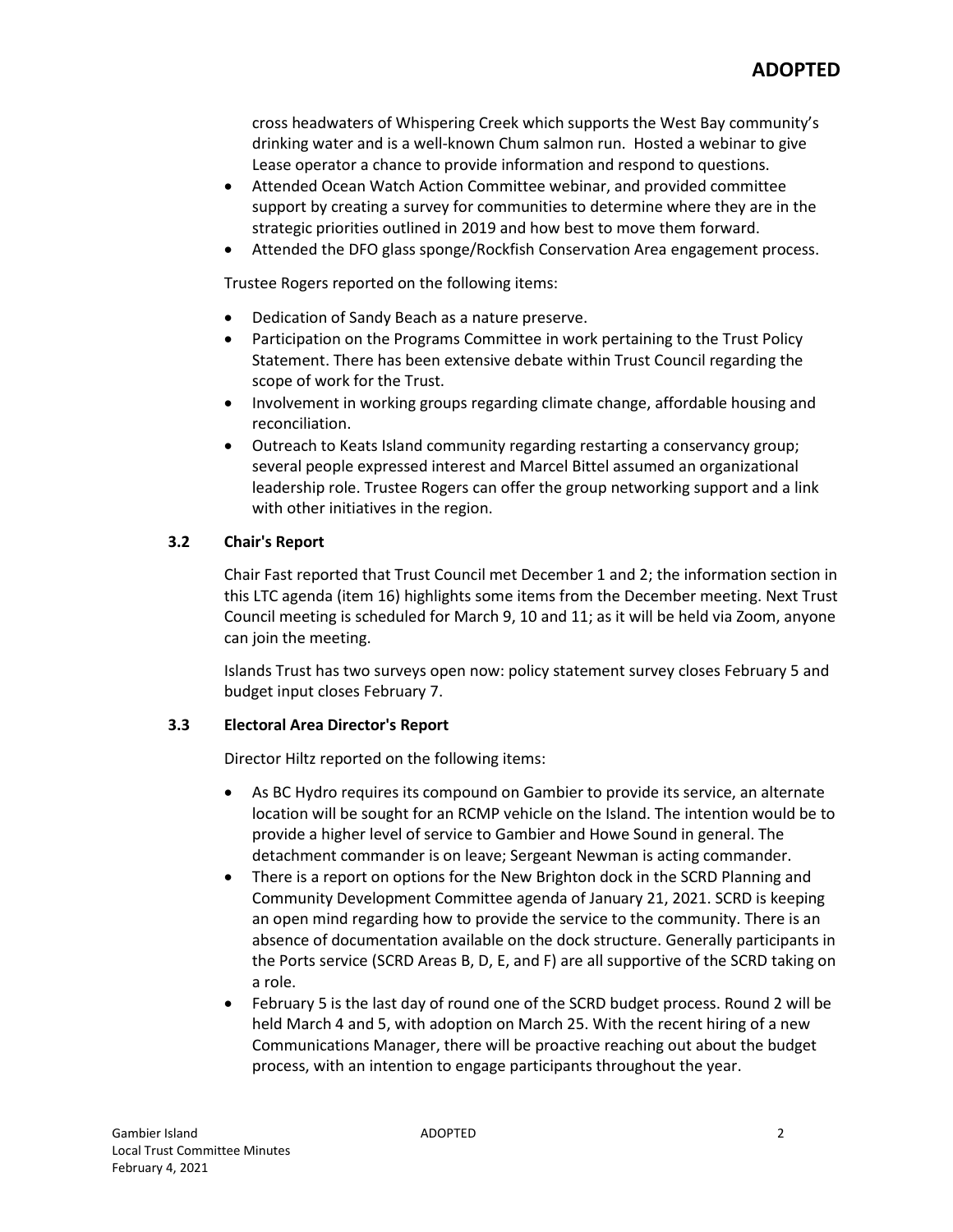cross headwaters of Whispering Creek which supports the West Bay community's drinking water and is a well-known Chum salmon run. Hosted a webinar to give Lease operator a chance to provide information and respond to questions.

- Attended Ocean Watch Action Committee webinar, and provided committee support by creating a survey for communities to determine where they are in the strategic priorities outlined in 2019 and how best to move them forward.
- Attended the DFO glass sponge/Rockfish Conservation Area engagement process.

Trustee Rogers reported on the following items:

- Dedication of Sandy Beach as a nature preserve.
- Participation on the Programs Committee in work pertaining to the Trust Policy Statement. There has been extensive debate within Trust Council regarding the scope of work for the Trust.
- Involvement in working groups regarding climate change, affordable housing and reconciliation.
- Outreach to Keats Island community regarding restarting a conservancy group; several people expressed interest and Marcel Bittel assumed an organizational leadership role. Trustee Rogers can offer the group networking support and a link with other initiatives in the region.

### 3.2 Chair's Report

Chair Fast reported that Trust Council met December 1 and 2; the information section in this LTC agenda (item 16) highlights some items from the December meeting. Next Trust Council meeting is scheduled for March 9, 10 and 11; as it will be held via Zoom, anyone can join the meeting.

Islands Trust has two surveys open now: policy statement survey closes February 5 and budget input closes February 7.

### 3.3 Electoral Area Director's Report

Director Hiltz reported on the following items:

- As BC Hydro requires its compound on Gambier to provide its service, an alternate location will be sought for an RCMP vehicle on the Island. The intention would be to provide a higher level of service to Gambier and Howe Sound in general. The detachment commander is on leave; Sergeant Newman is acting commander.
- There is a report on options for the New Brighton dock in the SCRD Planning and Community Development Committee agenda of January 21, 2021. SCRD is keeping an open mind regarding how to provide the service to the community. There is an absence of documentation available on the dock structure. Generally participants in the Ports service (SCRD Areas B, D, E, and F) are all supportive of the SCRD taking on a role.
- February 5 is the last day of round one of the SCRD budget process. Round 2 will be held March 4 and 5, with adoption on March 25. With the recent hiring of a new Communications Manager, there will be proactive reaching out about the budget process, with an intention to engage participants throughout the year.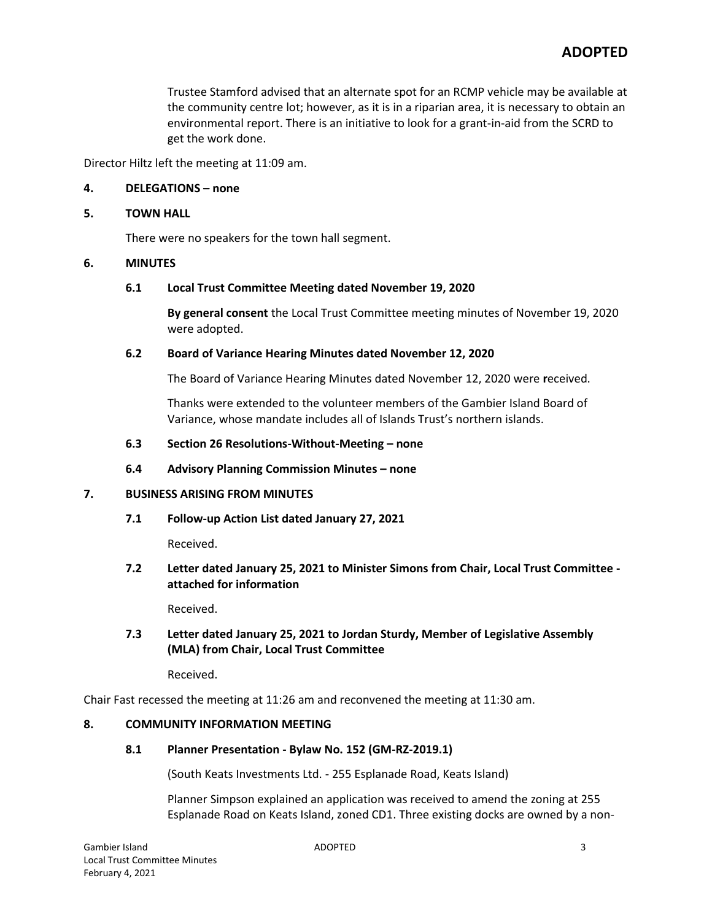**ADOPTED**

Trustee Stamford advised that an alternate spot for an RCMP vehicle may be available at the community centre lot; however, as it is in a riparian area, it is necessary to obtain an environmental report. There is an initiative to look for a grant-in-aid from the SCRD to get the work done.

Director Hiltz left the meeting at 11:09 am.

## 4. DELEGATIONS – none

## 5. TOWN HALL

There were no speakers for the town hall segment.

## 6. MINUTES

### 6.1 Local Trust Committee Meeting dated November 19, 2020

**By general consent** the Local Trust Committee meeting minutes of November 19, 2020 were adopted.

### 6.2 Board of Variance Hearing Minutes dated November 12, 2020

The Board of Variance Hearing Minutes dated November 12, 2020 were **r**eceived.

Thanks were extended to the volunteer members of the Gambier Island Board of Variance, whose mandate includes all of Islands Trust's northern islands.

### 6.3 Section 26 Resolutions-Without-Meeting – none

### 6.4 Advisory Planning Commission Minutes – none

## 7. BUSINESS ARISING FROM MINUTES

### 7.1 Follow-up Action List dated January 27, 2021

Received.

### 7.2 Letter dated January 25, 2021 to Minister Simons from Chair, Local Trust Committee - attached for information

Received.

### 7.3 Letter dated January 25, 2021 to Jordan Sturdy, Member of Legislative Assembly (MLA) from Chair, Local Trust Committee

Received.

Chair Fast recessed the meeting at 11:26 am and reconvened the meeting at 11:30 am.

## 8. COMMUNITY INFORMATION MEETING

### 8.1 Planner Presentation - Bylaw No. 152 (GM-RZ-2019.1)

(South Keats Investments Ltd. - 255 Esplanade Road, Keats Island)

Planner Simpson explained an application was received to amend the zoning at 255 Esplanade Road on Keats Island, zoned CD1. Three existing docks are owned by a non-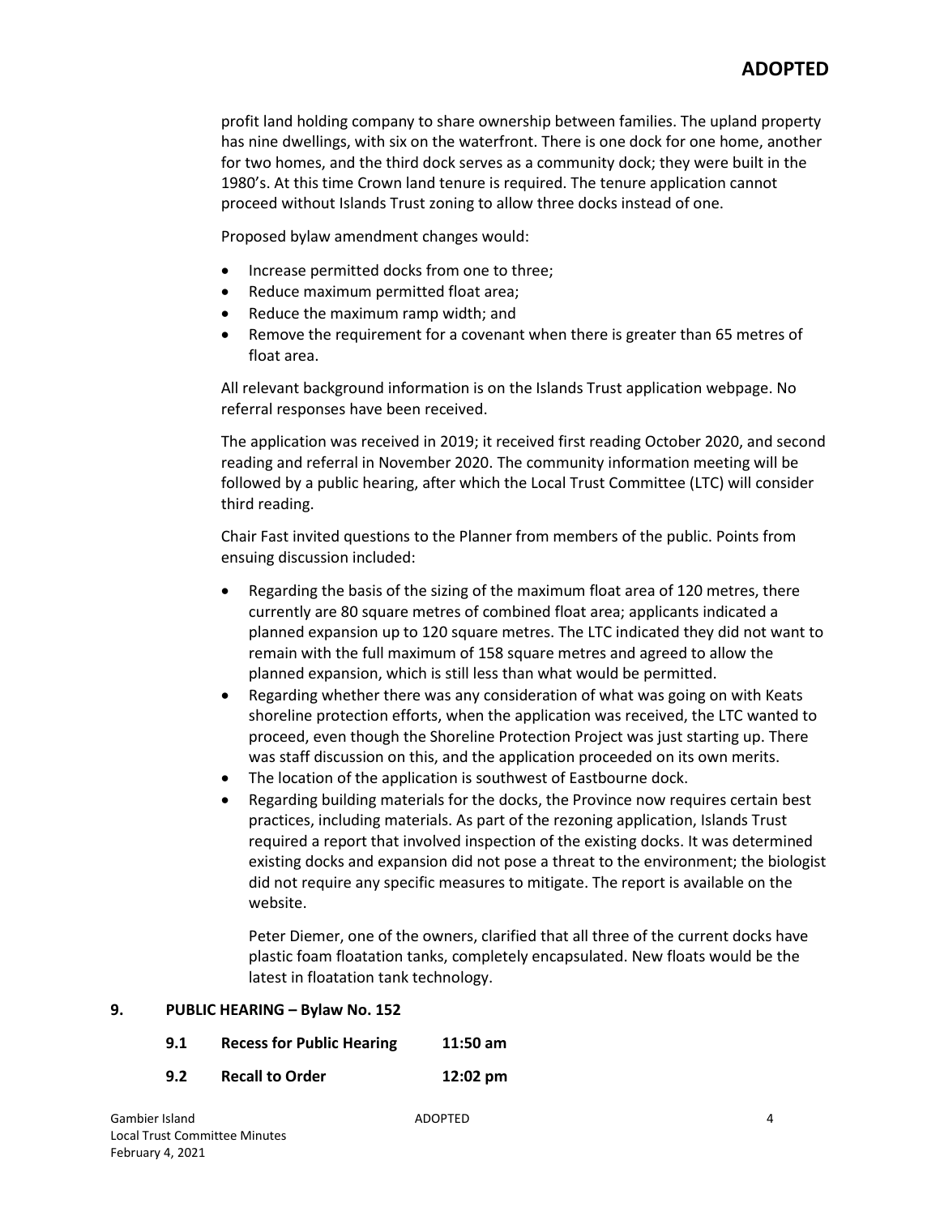**ADOPTED**

profit land holding company to share ownership between families. The upland property has nine dwellings, with six on the waterfront. There is one dock for one home, another for two homes, and the third dock serves as a community dock; they were built in the 1980's. At this time Crown land tenure is required. The tenure application cannot proceed without Islands Trust zoning to allow three docks instead of one.

Proposed bylaw amendment changes would:

- Increase permitted docks from one to three;
- Reduce maximum permitted float area;
- Reduce the maximum ramp width; and
- Remove the requirement for a covenant when there is greater than 65 metres of float area.

All relevant background information is on the Islands Trust application webpage. No referral responses have been received.

The application was received in 2019; it received first reading October 2020, and second reading and referral in November 2020. The community information meeting will be followed by a public hearing, after which the Local Trust Committee (LTC) will consider third reading.

Chair Fast invited questions to the Planner from members of the public. Points from ensuing discussion included:

- Regarding the basis of the sizing of the maximum float area of 120 metres, there currently are 80 square metres of combined float area; applicants indicated a planned expansion up to 120 square metres. The LTC indicated they did not want to remain with the full maximum of 158 square metres and agreed to allow the planned expansion, which is still less than what would be permitted.
- Regarding whether there was any consideration of what was going on with Keats shoreline protection efforts, when the application was received, the LTC wanted to proceed, even though the Shoreline Protection Project was just starting up. There was staff discussion on this, and the application proceeded on its own merits.
- The location of the application is southwest of Eastbourne dock.
- Regarding building materials for the docks, the Province now requires certain best practices, including materials. As part of the rezoning application, Islands Trust required a report that involved inspection of the existing docks. It was determined existing docks and expansion did not pose a threat to the environment; the biologist did not require any specific measures to mitigate. The report is available on the website.

  Peter Diemer, one of the owners, clarified that all three of the current docks have plastic foam floatation tanks, completely encapsulated. New floats would be the latest in floatation tank technology.

## 9. PUBLIC HEARING – Bylaw No. 152

### 9.1 Recess for Public Hearing 11:50 am

### 9.2 Recall to Order 12:02 pm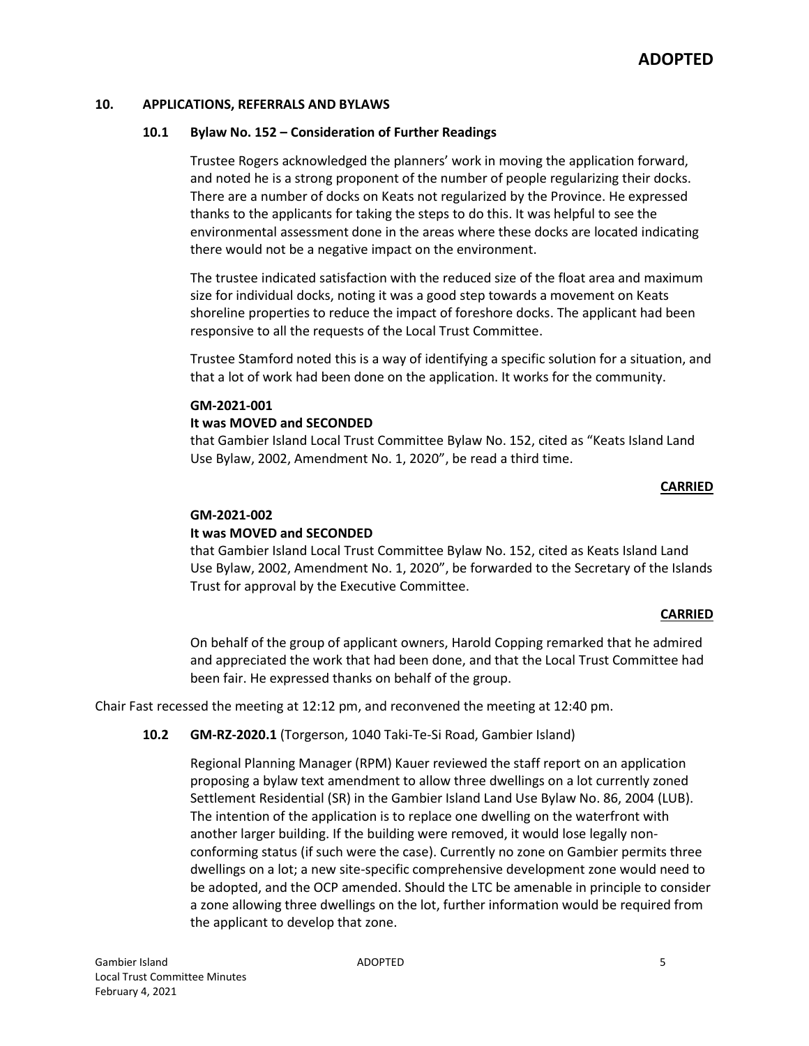**ADOPTED**

## 10. APPLICATIONS, REFERRALS AND BYLAWS

### 10.1 Bylaw No. 152 – Consideration of Further Readings

Trustee Rogers acknowledged the planners' work in moving the application forward, and noted he is a strong proponent of the number of people regularizing their docks. There are a number of docks on Keats not regularized by the Province. He expressed thanks to the applicants for taking the steps to do this. It was helpful to see the environmental assessment done in the areas where these docks are located indicating there would not be a negative impact on the environment.

The trustee indicated satisfaction with the reduced size of the float area and maximum size for individual docks, noting it was a good step towards a movement on Keats shoreline properties to reduce the impact of foreshore docks. The applicant had been responsive to all the requests of the Local Trust Committee.

Trustee Stamford noted this is a way of identifying a specific solution for a situation, and that a lot of work had been done on the application. It works for the community.

**GM-2021-001**
**It was MOVED and SECONDED**
that Gambier Island Local Trust Committee Bylaw No. 152, cited as "Keats Island Land Use Bylaw, 2002, Amendment No. 1, 2020", be read a third time.

**CARRIED**

**GM-2021-002**
**It was MOVED and SECONDED**
that Gambier Island Local Trust Committee Bylaw No. 152, cited as Keats Island Land Use Bylaw, 2002, Amendment No. 1, 2020", be forwarded to the Secretary of the Islands Trust for approval by the Executive Committee.

**CARRIED**

On behalf of the group of applicant owners, Harold Copping remarked that he admired and appreciated the work that had been done, and that the Local Trust Committee had been fair. He expressed thanks on behalf of the group.

Chair Fast recessed the meeting at 12:12 pm, and reconvened the meeting at 12:40 pm.

### 10.2 GM-RZ-2020.1 (Torgerson, 1040 Taki-Te-Si Road, Gambier Island)

Regional Planning Manager (RPM) Kauer reviewed the staff report on an application proposing a bylaw text amendment to allow three dwellings on a lot currently zoned Settlement Residential (SR) in the Gambier Island Land Use Bylaw No. 86, 2004 (LUB). The intention of the application is to replace one dwelling on the waterfront with another larger building. If the building were removed, it would lose legally non-conforming status (if such were the case). Currently no zone on Gambier permits three dwellings on a lot; a new site-specific comprehensive development zone would need to be adopted, and the OCP amended. Should the LTC be amenable in principle to consider a zone allowing three dwellings on the lot, further information would be required from the applicant to develop that zone.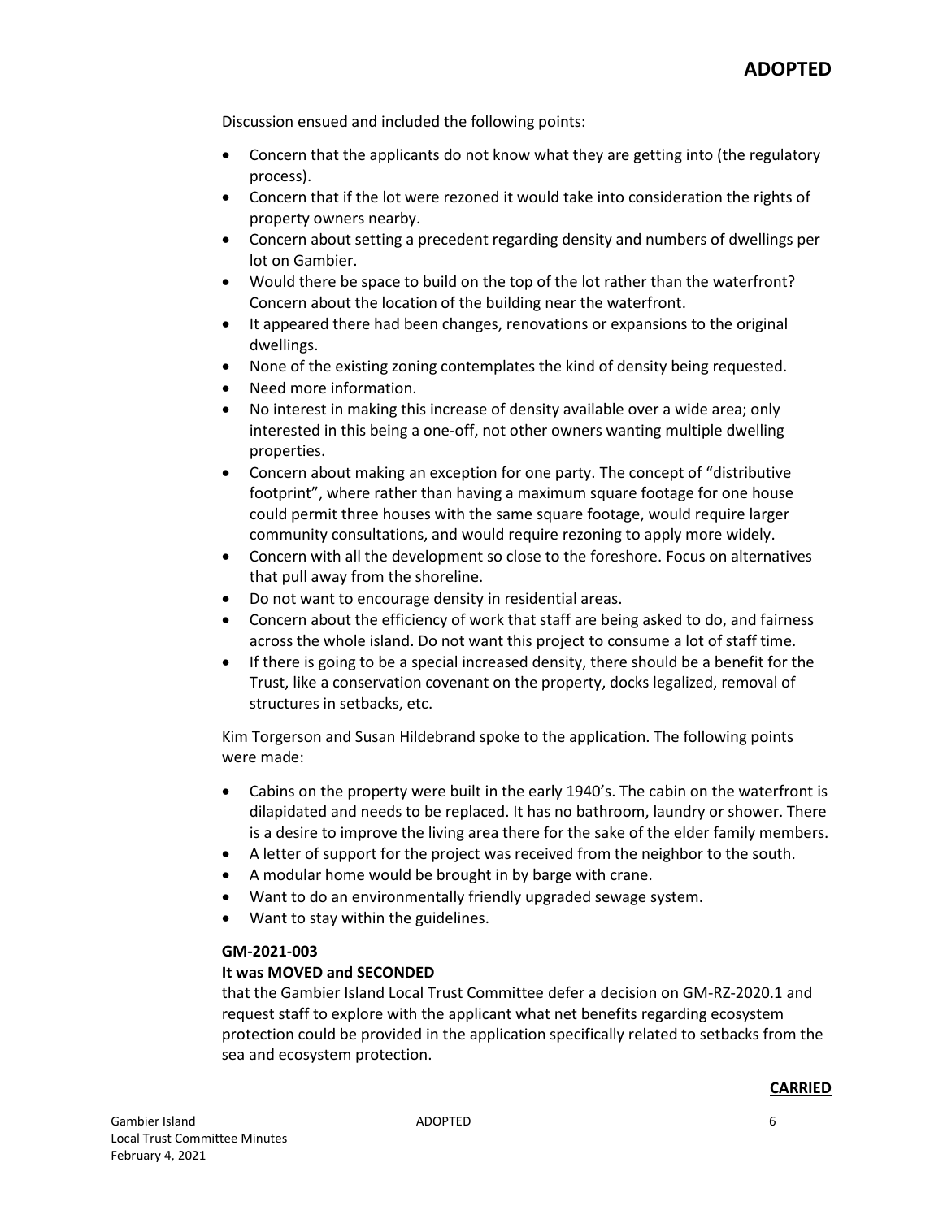Discussion ensued and included the following points:

- Concern that the applicants do not know what they are getting into (the regulatory process).
- Concern that if the lot were rezoned it would take into consideration the rights of property owners nearby.
- Concern about setting a precedent regarding density and numbers of dwellings per lot on Gambier.
- Would there be space to build on the top of the lot rather than the waterfront? Concern about the location of the building near the waterfront.
- It appeared there had been changes, renovations or expansions to the original dwellings.
- None of the existing zoning contemplates the kind of density being requested.
- Need more information.
- No interest in making this increase of density available over a wide area; only interested in this being a one-off, not other owners wanting multiple dwelling properties.
- Concern about making an exception for one party. The concept of "distributive footprint", where rather than having a maximum square footage for one house could permit three houses with the same square footage, would require larger community consultations, and would require rezoning to apply more widely.
- Concern with all the development so close to the foreshore. Focus on alternatives that pull away from the shoreline.
- Do not want to encourage density in residential areas.
- Concern about the efficiency of work that staff are being asked to do, and fairness across the whole island. Do not want this project to consume a lot of staff time.
- If there is going to be a special increased density, there should be a benefit for the Trust, like a conservation covenant on the property, docks legalized, removal of structures in setbacks, etc.

Kim Torgerson and Susan Hildebrand spoke to the application. The following points were made:

- Cabins on the property were built in the early 1940's. The cabin on the waterfront is dilapidated and needs to be replaced. It has no bathroom, laundry or shower. There is a desire to improve the living area there for the sake of the elder family members.
- A letter of support for the project was received from the neighbor to the south.
- A modular home would be brought in by barge with crane.
- Want to do an environmentally friendly upgraded sewage system.
- Want to stay within the guidelines.

**GM-2021-003**

**It was MOVED and SECONDED**

that the Gambier Island Local Trust Committee defer a decision on GM-RZ-2020.1 and request staff to explore with the applicant what net benefits regarding ecosystem protection could be provided in the application specifically related to setbacks from the sea and ecosystem protection.

**CARRIED**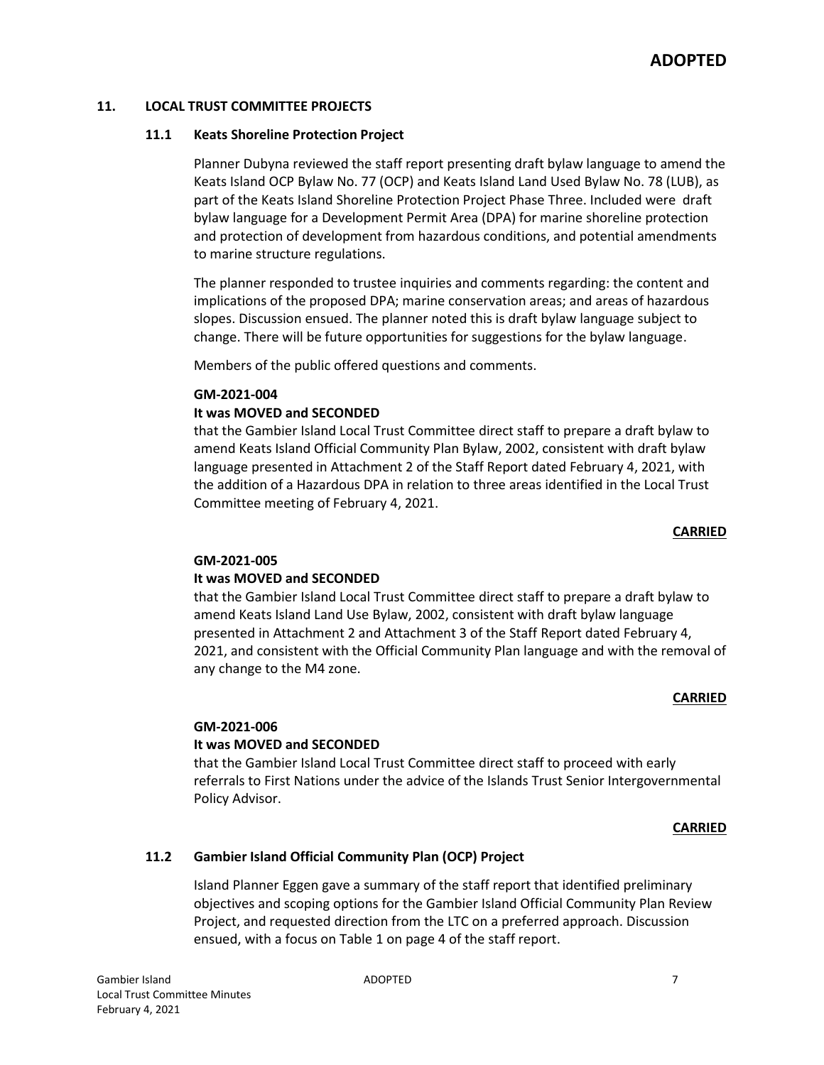**ADOPTED**

## 11. LOCAL TRUST COMMITTEE PROJECTS

### 11.1 Keats Shoreline Protection Project

Planner Dubyna reviewed the staff report presenting draft bylaw language to amend the Keats Island OCP Bylaw No. 77 (OCP) and Keats Island Land Used Bylaw No. 78 (LUB), as part of the Keats Island Shoreline Protection Project Phase Three. Included were draft bylaw language for a Development Permit Area (DPA) for marine shoreline protection and protection of development from hazardous conditions, and potential amendments to marine structure regulations.

The planner responded to trustee inquiries and comments regarding: the content and implications of the proposed DPA; marine conservation areas; and areas of hazardous slopes. Discussion ensued. The planner noted this is draft bylaw language subject to change. There will be future opportunities for suggestions for the bylaw language.

Members of the public offered questions and comments.

**GM-2021-004**

**It was MOVED and SECONDED**

that the Gambier Island Local Trust Committee direct staff to prepare a draft bylaw to amend Keats Island Official Community Plan Bylaw, 2002, consistent with draft bylaw language presented in Attachment 2 of the Staff Report dated February 4, 2021, with the addition of a Hazardous DPA in relation to three areas identified in the Local Trust Committee meeting of February 4, 2021.

**CARRIED**

**GM-2021-005**

**It was MOVED and SECONDED**

that the Gambier Island Local Trust Committee direct staff to prepare a draft bylaw to amend Keats Island Land Use Bylaw, 2002, consistent with draft bylaw language presented in Attachment 2 and Attachment 3 of the Staff Report dated February 4, 2021, and consistent with the Official Community Plan language and with the removal of any change to the M4 zone.

**CARRIED**

**GM-2021-006**

**It was MOVED and SECONDED**

that the Gambier Island Local Trust Committee direct staff to proceed with early referrals to First Nations under the advice of the Islands Trust Senior Intergovernmental Policy Advisor.

**CARRIED**

### 11.2 Gambier Island Official Community Plan (OCP) Project

Island Planner Eggen gave a summary of the staff report that identified preliminary objectives and scoping options for the Gambier Island Official Community Plan Review Project, and requested direction from the LTC on a preferred approach. Discussion ensued, with a focus on Table 1 on page 4 of the staff report.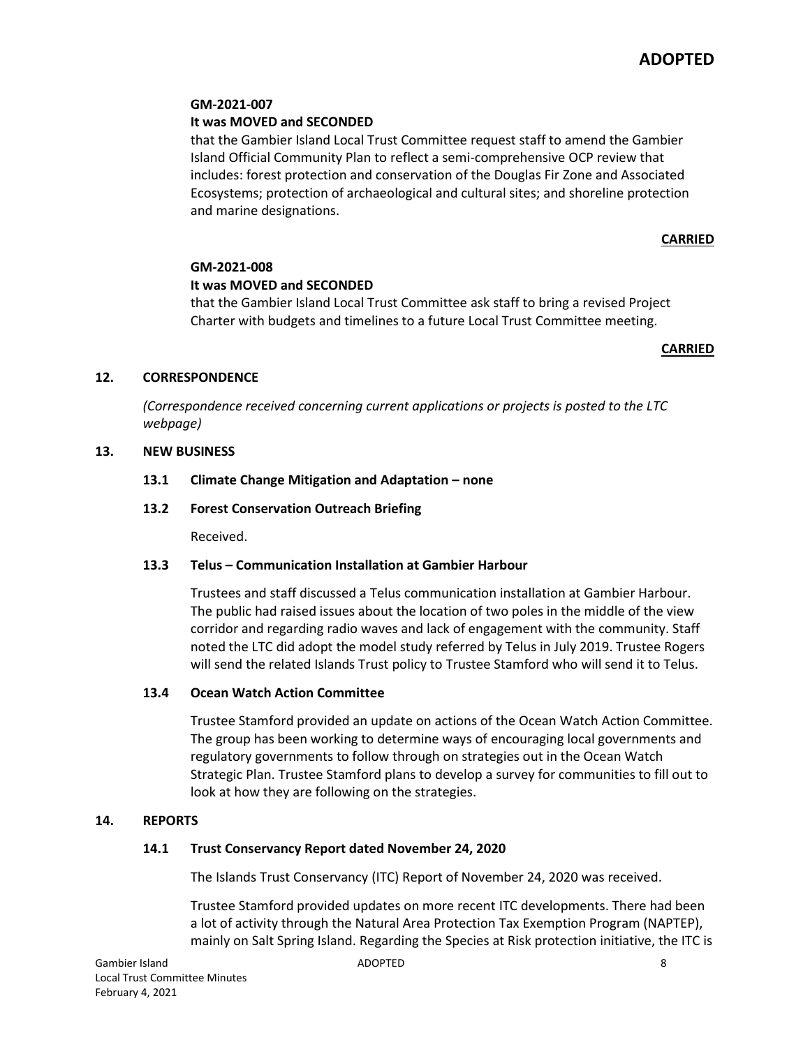**ADOPTED**

**GM-2021-007**
**It was MOVED and SECONDED**

that the Gambier Island Local Trust Committee request staff to amend the Gambier Island Official Community Plan to reflect a semi-comprehensive OCP review that includes: forest protection and conservation of the Douglas Fir Zone and Associated Ecosystems; protection of archaeological and cultural sites; and shoreline protection and marine designations.

**CARRIED**

**GM-2021-008**
**It was MOVED and SECONDED**

that the Gambier Island Local Trust Committee ask staff to bring a revised Project Charter with budgets and timelines to a future Local Trust Committee meeting.

**CARRIED**

## 12. CORRESPONDENCE

*(Correspondence received concerning current applications or projects is posted to the LTC webpage)*

## 13. NEW BUSINESS

### 13.1 Climate Change Mitigation and Adaptation – none

### 13.2 Forest Conservation Outreach Briefing

Received.

### 13.3 Telus – Communication Installation at Gambier Harbour

Trustees and staff discussed a Telus communication installation at Gambier Harbour. The public had raised issues about the location of two poles in the middle of the view corridor and regarding radio waves and lack of engagement with the community. Staff noted the LTC did adopt the model study referred by Telus in July 2019. Trustee Rogers will send the related Islands Trust policy to Trustee Stamford who will send it to Telus.

### 13.4 Ocean Watch Action Committee

Trustee Stamford provided an update on actions of the Ocean Watch Action Committee. The group has been working to determine ways of encouraging local governments and regulatory governments to follow through on strategies out in the Ocean Watch Strategic Plan. Trustee Stamford plans to develop a survey for communities to fill out to look at how they are following on the strategies.

## 14. REPORTS

### 14.1 Trust Conservancy Report dated November 24, 2020

The Islands Trust Conservancy (ITC) Report of November 24, 2020 was received.

Trustee Stamford provided updates on more recent ITC developments. There had been a lot of activity through the Natural Area Protection Tax Exemption Program (NAPTEP), mainly on Salt Spring Island. Regarding the Species at Risk protection initiative, the ITC is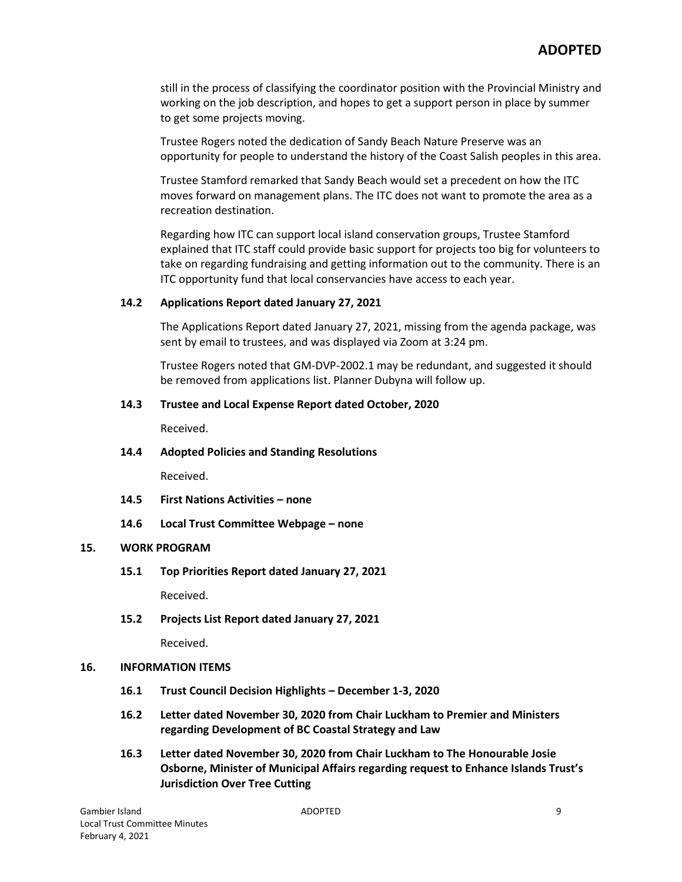still in the process of classifying the coordinator position with the Provincial Ministry and working on the job description, and hopes to get a support person in place by summer to get some projects moving.

Trustee Rogers noted the dedication of Sandy Beach Nature Preserve was an opportunity for people to understand the history of the Coast Salish peoples in this area.

Trustee Stamford remarked that Sandy Beach would set a precedent on how the ITC moves forward on management plans. The ITC does not want to promote the area as a recreation destination.

Regarding how ITC can support local island conservation groups, Trustee Stamford explained that ITC staff could provide basic support for projects too big for volunteers to take on regarding fundraising and getting information out to the community. There is an ITC opportunity fund that local conservancies have access to each year.

**14.2 Applications Report dated January 27, 2021**

The Applications Report dated January 27, 2021, missing from the agenda package, was sent by email to trustees, and was displayed via Zoom at 3:24 pm.

Trustee Rogers noted that GM-DVP-2002.1 may be redundant, and suggested it should be removed from applications list. Planner Dubyna will follow up.

**14.3 Trustee and Local Expense Report dated October, 2020**

Received.

**14.4 Adopted Policies and Standing Resolutions**

Received.

**14.5 First Nations Activities – none**

**14.6 Local Trust Committee Webpage – none**

## 15. WORK PROGRAM

**15.1 Top Priorities Report dated January 27, 2021**

Received.

**15.2 Projects List Report dated January 27, 2021**

Received.

## 16. INFORMATION ITEMS

**16.1 Trust Council Decision Highlights – December 1-3, 2020**

**16.2 Letter dated November 30, 2020 from Chair Luckham to Premier and Ministers regarding Development of BC Coastal Strategy and Law**

**16.3 Letter dated November 30, 2020 from Chair Luckham to The Honourable Josie Osborne, Minister of Municipal Affairs regarding request to Enhance Islands Trust's Jurisdiction Over Tree Cutting**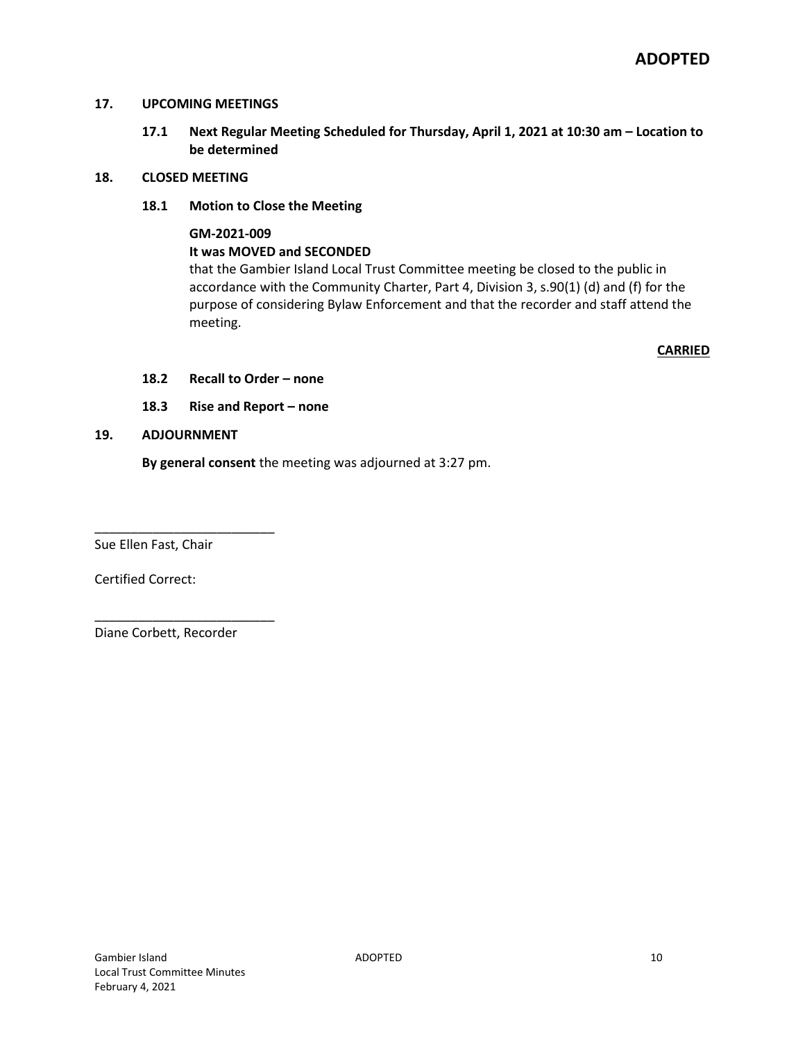**ADOPTED**

## 17. UPCOMING MEETINGS

### 17.1 Next Regular Meeting Scheduled for Thursday, April 1, 2021 at 10:30 am – Location to be determined

## 18. CLOSED MEETING

### 18.1 Motion to Close the Meeting

**GM-2021-009**
**It was MOVED and SECONDED**
that the Gambier Island Local Trust Committee meeting be closed to the public in accordance with the Community Charter, Part 4, Division 3, s.90(1) (d) and (f) for the purpose of considering Bylaw Enforcement and that the recorder and staff attend the meeting.

**CARRIED**

### 18.2 Recall to Order – none

### 18.3 Rise and Report – none

## 19. ADJOURNMENT

**By general consent** the meeting was adjourned at 3:27 pm.

_________________________
Sue Ellen Fast, Chair

Certified Correct:

_________________________
Diane Corbett, Recorder